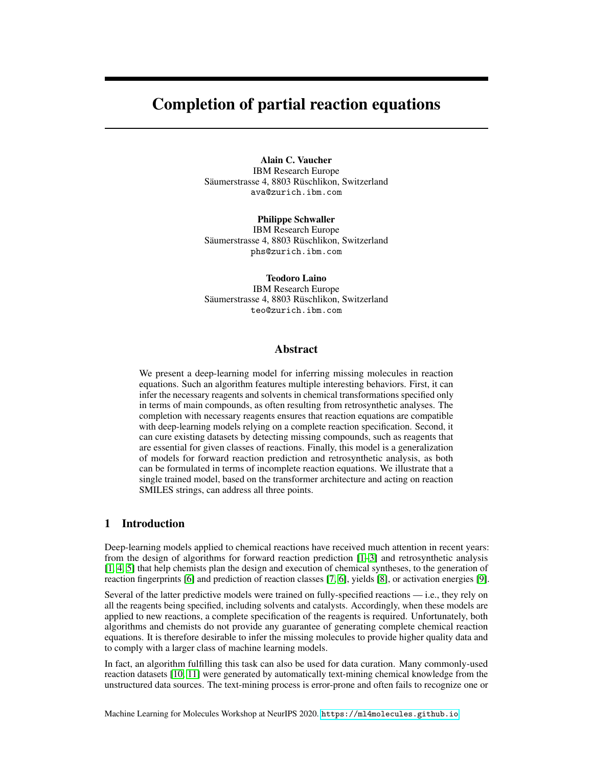# Completion of partial reaction equations

**Alain C. Vaucher**
IBM Research Europe
Säumerstrasse 4, 8803 Rüschlikon, Switzerland
ava@zurich.ibm.com

**Philippe Schwaller**
IBM Research Europe
Säumerstrasse 4, 8803 Rüschlikon, Switzerland
phs@zurich.ibm.com

**Teodoro Laino**
IBM Research Europe
Säumerstrasse 4, 8803 Rüschlikon, Switzerland
teo@zurich.ibm.com

## Abstract

We present a deep-learning model for inferring missing molecules in reaction equations. Such an algorithm features multiple interesting behaviors. First, it can infer the necessary reagents and solvents in chemical transformations specified only in terms of main compounds, as often resulting from retrosynthetic analyses. The completion with necessary reagents ensures that reaction equations are compatible with deep-learning models relying on a complete reaction specification. Second, it can cure existing datasets by detecting missing compounds, such as reagents that are essential for given classes of reactions. Finally, this model is a generalization of models for forward reaction prediction and retrosynthetic analysis, as both can be formulated in terms of incomplete reaction equations. We illustrate that a single trained model, based on the transformer architecture and acting on reaction SMILES strings, can address all three points.

## 1 Introduction

Deep-learning models applied to chemical reactions have received much attention in recent years: from the design of algorithms for forward reaction prediction [1–3] and retrosynthetic analysis [1, 4, 5] that help chemists plan the design and execution of chemical syntheses, to the generation of reaction fingerprints [6] and prediction of reaction classes [7, 6], yields [8], or activation energies [9].

Several of the latter predictive models were trained on fully-specified reactions — i.e., they rely on all the reagents being specified, including solvents and catalysts. Accordingly, when these models are applied to new reactions, a complete specification of the reagents is required. Unfortunately, both algorithms and chemists do not provide any guarantee of generating complete chemical reaction equations. It is therefore desirable to infer the missing molecules to provide higher quality data and to comply with a larger class of machine learning models.

In fact, an algorithm fulfilling this task can also be used for data curation. Many commonly-used reaction datasets [10, 11] were generated by automatically text-mining chemical knowledge from the unstructured data sources. The text-mining process is error-prone and often fails to recognize one or

Machine Learning for Molecules Workshop at NeurIPS 2020. https://ml4molecules.github.io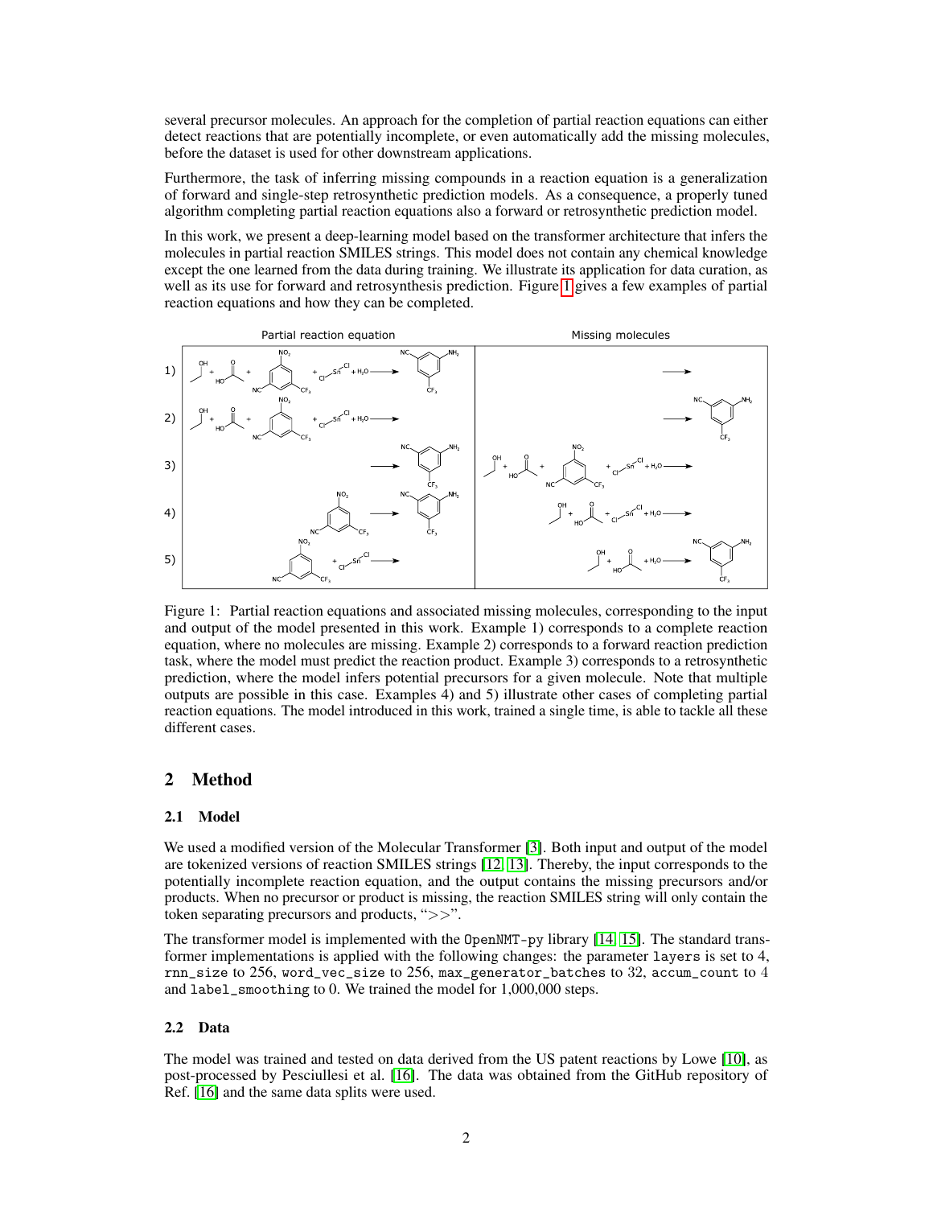several precursor molecules. An approach for the completion of partial reaction equations can either detect reactions that are potentially incomplete, or even automatically add the missing molecules, before the dataset is used for other downstream applications.

Furthermore, the task of inferring missing compounds in a reaction equation is a generalization of forward and single-step retrosynthetic prediction models. As a consequence, a properly tuned algorithm completing partial reaction equations also a forward or retrosynthetic prediction model.

In this work, we present a deep-learning model based on the transformer architecture that infers the molecules in partial reaction SMILES strings. This model does not contain any chemical knowledge except the one learned from the data during training. We illustrate its application for data curation, as well as its use for forward and retrosynthesis prediction. Figure 1 gives a few examples of partial reaction equations and how they can be completed.

Figure 1: Partial reaction equations and associated missing molecules, corresponding to the input and output of the model presented in this work. Example 1) corresponds to a complete reaction equation, where no molecules are missing. Example 2) corresponds to a forward reaction prediction task, where the model must predict the reaction product. Example 3) corresponds to a retrosynthetic prediction, where the model infers potential precursors for a given molecule. Note that multiple outputs are possible in this case. Examples 4) and 5) illustrate other cases of completing partial reaction equations. The model introduced in this work, trained a single time, is able to tackle all these different cases.

## 2 Method

### 2.1 Model

We used a modified version of the Molecular Transformer [3]. Both input and output of the model are tokenized versions of reaction SMILES strings [12, 13]. Thereby, the input corresponds to the potentially incomplete reaction equation, and the output contains the missing precursors and/or products. When no precursor or product is missing, the reaction SMILES string will only contain the token separating precursors and products, ">>".

The transformer model is implemented with the `OpenNMT-py` library [14, 15]. The standard transformer implementations is applied with the following changes: the parameter `layers` is set to 4, `rnn_size` to 256, `word_vec_size` to 256, `max_generator_batches` to 32, `accum_count` to 4 and `label_smoothing` to 0. We trained the model for 1,000,000 steps.

### 2.2 Data

The model was trained and tested on data derived from the US patent reactions by Lowe [10], as post-processed by Pesciullesi et al. [16]. The data was obtained from the GitHub repository of Ref. [16] and the same data splits were used.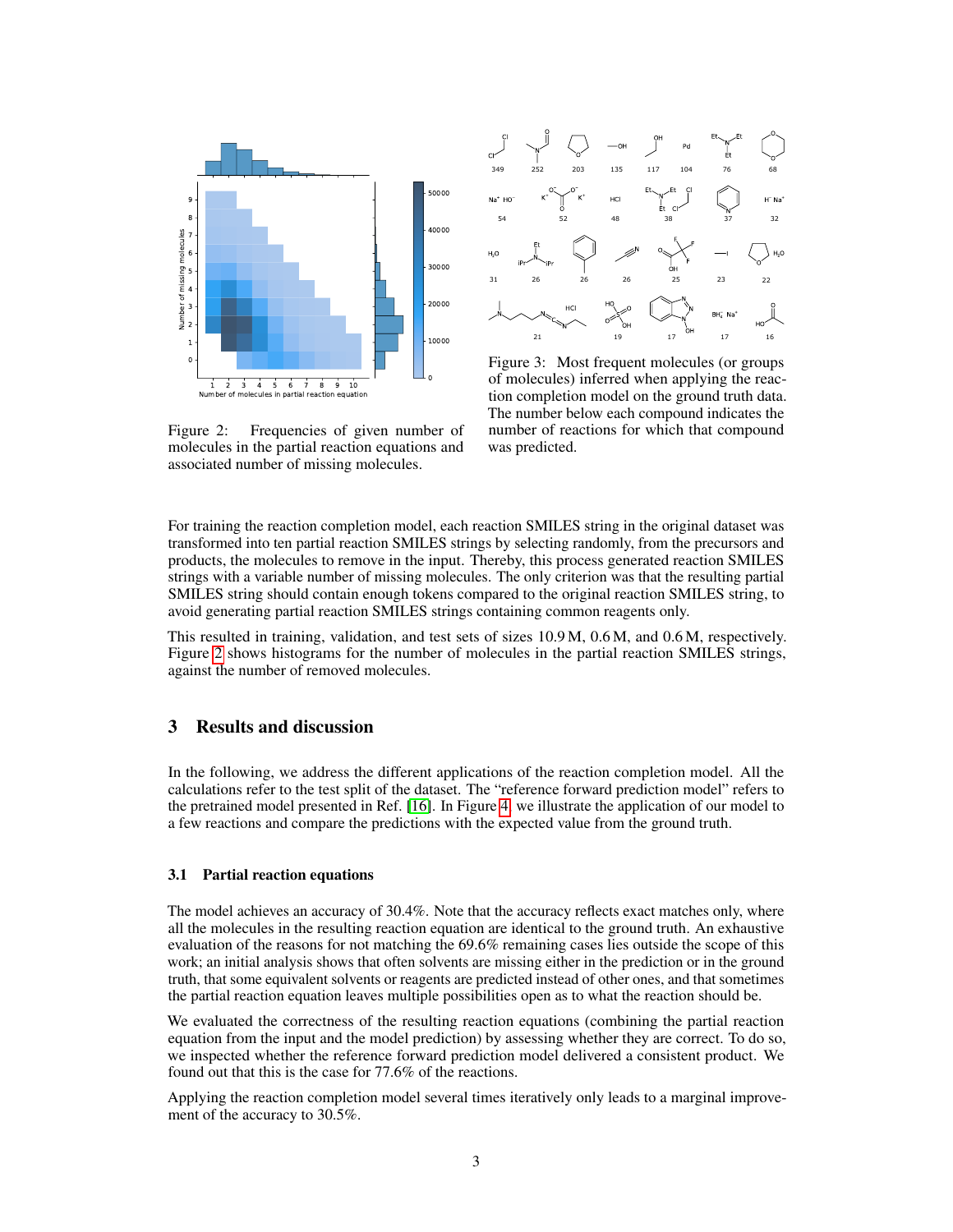Figure 2: Frequencies of given number of molecules in the partial reaction equations and associated number of missing molecules.

Figure 3: Most frequent molecules (or groups of molecules) inferred when applying the reaction completion model on the ground truth data. The number below each compound indicates the number of reactions for which that compound was predicted.

For training the reaction completion model, each reaction SMILES string in the original dataset was transformed into ten partial reaction SMILES strings by selecting randomly, from the precursors and products, the molecules to remove in the input. Thereby, this process generated reaction SMILES strings with a variable number of missing molecules. The only criterion was that the resulting partial SMILES string should contain enough tokens compared to the original reaction SMILES string, to avoid generating partial reaction SMILES strings containing common reagents only.

This resulted in training, validation, and test sets of sizes 10.9 M, 0.6 M, and 0.6 M, respectively. Figure 2 shows histograms for the number of molecules in the partial reaction SMILES strings, against the number of removed molecules.

## 3 Results and discussion

In the following, we address the different applications of the reaction completion model. All the calculations refer to the test split of the dataset. The "reference forward prediction model" refers to the pretrained model presented in Ref. [16]. In Figure 4, we illustrate the application of our model to a few reactions and compare the predictions with the expected value from the ground truth.

### 3.1 Partial reaction equations

The model achieves an accuracy of 30.4%. Note that the accuracy reflects exact matches only, where all the molecules in the resulting reaction equation are identical to the ground truth. An exhaustive evaluation of the reasons for not matching the 69.6% remaining cases lies outside the scope of this work; an initial analysis shows that often solvents are missing either in the prediction or in the ground truth, that some equivalent solvents or reagents are predicted instead of other ones, and that sometimes the partial reaction equation leaves multiple possibilities open as to what the reaction should be.

We evaluated the correctness of the resulting reaction equations (combining the partial reaction equation from the input and the model prediction) by assessing whether they are correct. To do so, we inspected whether the reference forward prediction model delivered a consistent product. We found out that this is the case for 77.6% of the reactions.

Applying the reaction completion model several times iteratively only leads to a marginal improvement of the accuracy to 30.5%.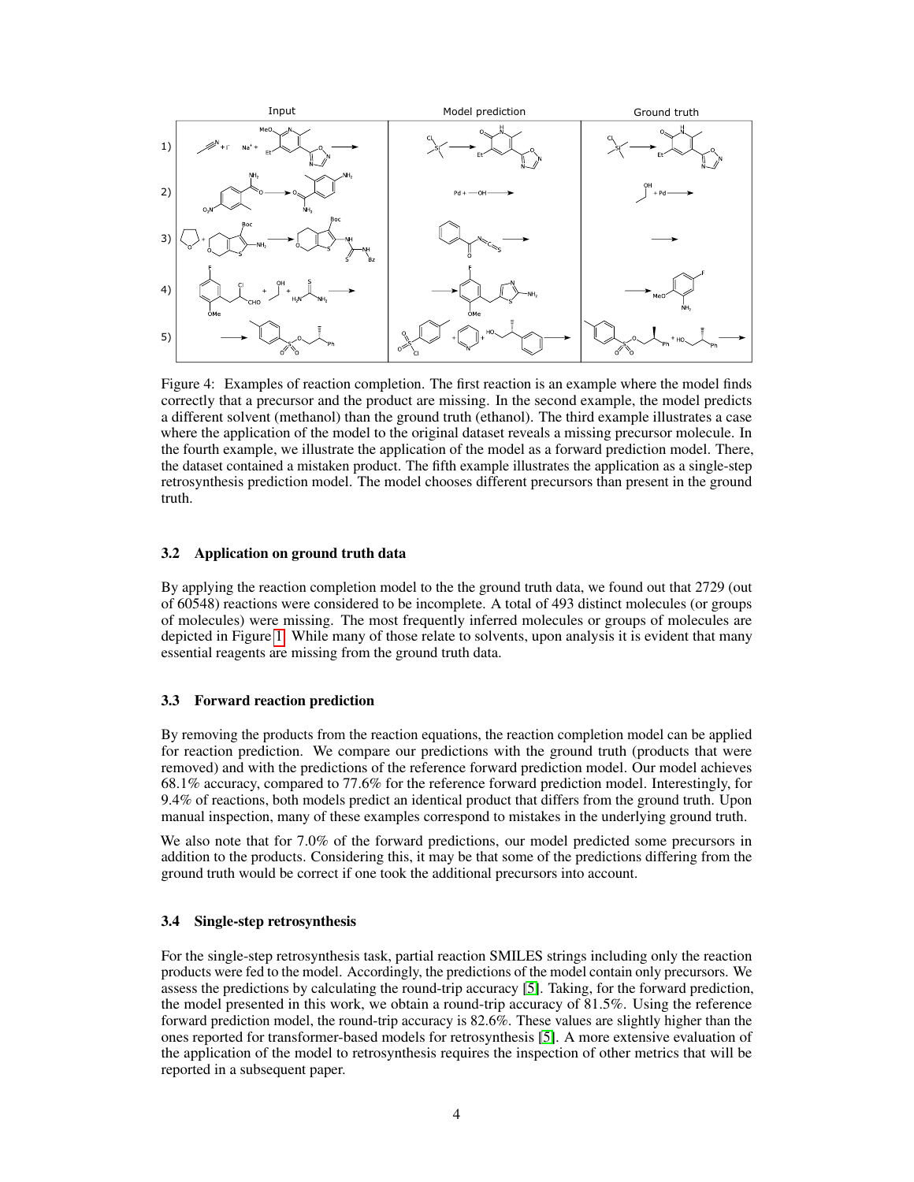Figure 4: Examples of reaction completion. The first reaction is an example where the model finds correctly that a precursor and the product are missing. In the second example, the model predicts a different solvent (methanol) than the ground truth (ethanol). The third example illustrates a case where the application of the model to the original dataset reveals a missing precursor molecule. In the fourth example, we illustrate the application of the model as a forward prediction model. There, the dataset contained a mistaken product. The fifth example illustrates the application as a single-step retrosynthesis prediction model. The model chooses different precursors than present in the ground truth.

### 3.2 Application on ground truth data

By applying the reaction completion model to the the ground truth data, we found out that 2729 (out of 60548) reactions were considered to be incomplete. A total of 493 distinct molecules (or groups of molecules) were missing. The most frequently inferred molecules or groups of molecules are depicted in Figure 1. While many of those relate to solvents, upon analysis it is evident that many essential reagents are missing from the ground truth data.

### 3.3 Forward reaction prediction

By removing the products from the reaction equations, the reaction completion model can be applied for reaction prediction. We compare our predictions with the ground truth (products that were removed) and with the predictions of the reference forward prediction model. Our model achieves 68.1% accuracy, compared to 77.6% for the reference forward prediction model. Interestingly, for 9.4% of reactions, both models predict an identical product that differs from the ground truth. Upon manual inspection, many of these examples correspond to mistakes in the underlying ground truth.

We also note that for 7.0% of the forward predictions, our model predicted some precursors in addition to the products. Considering this, it may be that some of the predictions differing from the ground truth would be correct if one took the additional precursors into account.

### 3.4 Single-step retrosynthesis

For the single-step retrosynthesis task, partial reaction SMILES strings including only the reaction products were fed to the model. Accordingly, the predictions of the model contain only precursors. We assess the predictions by calculating the round-trip accuracy [5]. Taking, for the forward prediction, the model presented in this work, we obtain a round-trip accuracy of 81.5%. Using the reference forward prediction model, the round-trip accuracy is 82.6%. These values are slightly higher than the ones reported for transformer-based models for retrosynthesis [5]. A more extensive evaluation of the application of the model to retrosynthesis requires the inspection of other metrics that will be reported in a subsequent paper.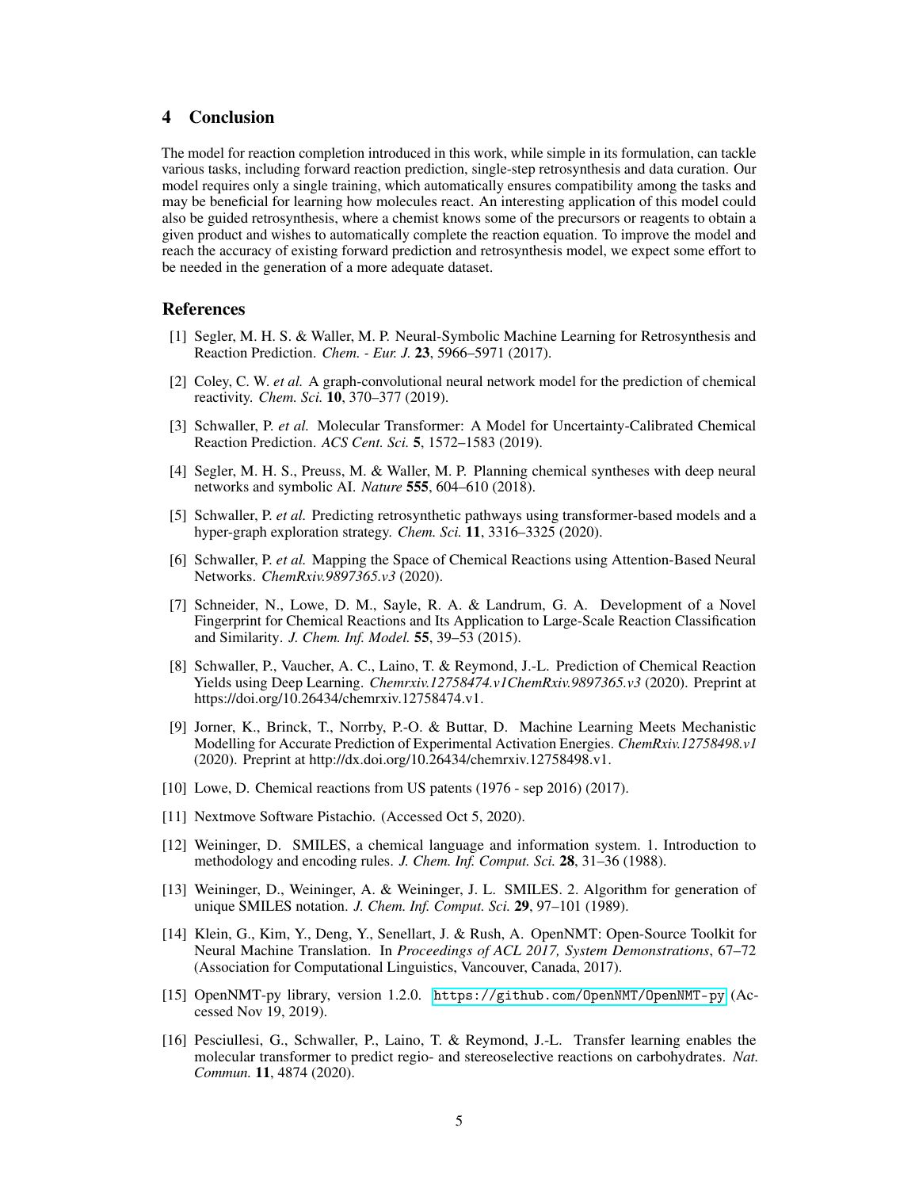## 4 Conclusion

The model for reaction completion introduced in this work, while simple in its formulation, can tackle various tasks, including forward reaction prediction, single-step retrosynthesis and data curation. Our model requires only a single training, which automatically ensures compatibility among the tasks and may be beneficial for learning how molecules react. An interesting application of this model could also be guided retrosynthesis, where a chemist knows some of the precursors or reagents to obtain a given product and wishes to automatically complete the reaction equation. To improve the model and reach the accuracy of existing forward prediction and retrosynthesis model, we expect some effort to be needed in the generation of a more adequate dataset.

## References

[1] Segler, M. H. S. & Waller, M. P. Neural-Symbolic Machine Learning for Retrosynthesis and Reaction Prediction. *Chem. - Eur. J.* **23**, 5966–5971 (2017).

[2] Coley, C. W. *et al.* A graph-convolutional neural network model for the prediction of chemical reactivity. *Chem. Sci.* **10**, 370–377 (2019).

[3] Schwaller, P. *et al.* Molecular Transformer: A Model for Uncertainty-Calibrated Chemical Reaction Prediction. *ACS Cent. Sci.* **5**, 1572–1583 (2019).

[4] Segler, M. H. S., Preuss, M. & Waller, M. P. Planning chemical syntheses with deep neural networks and symbolic AI. *Nature* **555**, 604–610 (2018).

[5] Schwaller, P. *et al.* Predicting retrosynthetic pathways using transformer-based models and a hyper-graph exploration strategy. *Chem. Sci.* **11**, 3316–3325 (2020).

[6] Schwaller, P. *et al.* Mapping the Space of Chemical Reactions using Attention-Based Neural Networks. *ChemRxiv.9897365.v3* (2020).

[7] Schneider, N., Lowe, D. M., Sayle, R. A. & Landrum, G. A. Development of a Novel Fingerprint for Chemical Reactions and Its Application to Large-Scale Reaction Classification and Similarity. *J. Chem. Inf. Model.* **55**, 39–53 (2015).

[8] Schwaller, P., Vaucher, A. C., Laino, T. & Reymond, J.-L. Prediction of Chemical Reaction Yields using Deep Learning. *Chemrxiv.12758474.v1ChemRxiv.9897365.v3* (2020). Preprint at https://doi.org/10.26434/chemrxiv.12758474.v1.

[9] Jorner, K., Brinck, T., Norrby, P.-O. & Buttar, D. Machine Learning Meets Mechanistic Modelling for Accurate Prediction of Experimental Activation Energies. *ChemRxiv.12758498.v1* (2020). Preprint at http://dx.doi.org/10.26434/chemrxiv.12758498.v1.

[10] Lowe, D. Chemical reactions from US patents (1976 - sep 2016) (2017).

[11] Nextmove Software Pistachio. (Accessed Oct 5, 2020).

[12] Weininger, D. SMILES, a chemical language and information system. 1. Introduction to methodology and encoding rules. *J. Chem. Inf. Comput. Sci.* **28**, 31–36 (1988).

[13] Weininger, D., Weininger, A. & Weininger, J. L. SMILES. 2. Algorithm for generation of unique SMILES notation. *J. Chem. Inf. Comput. Sci.* **29**, 97–101 (1989).

[14] Klein, G., Kim, Y., Deng, Y., Senellart, J. & Rush, A. OpenNMT: Open-Source Toolkit for Neural Machine Translation. In *Proceedings of ACL 2017, System Demonstrations*, 67–72 (Association for Computational Linguistics, Vancouver, Canada, 2017).

[15] OpenNMT-py library, version 1.2.0. https://github.com/OpenNMT/OpenNMT-py (Accessed Nov 19, 2019).

[16] Pesciullesi, G., Schwaller, P., Laino, T. & Reymond, J.-L. Transfer learning enables the molecular transformer to predict regio- and stereoselective reactions on carbohydrates. *Nat. Commun.* **11**, 4874 (2020).